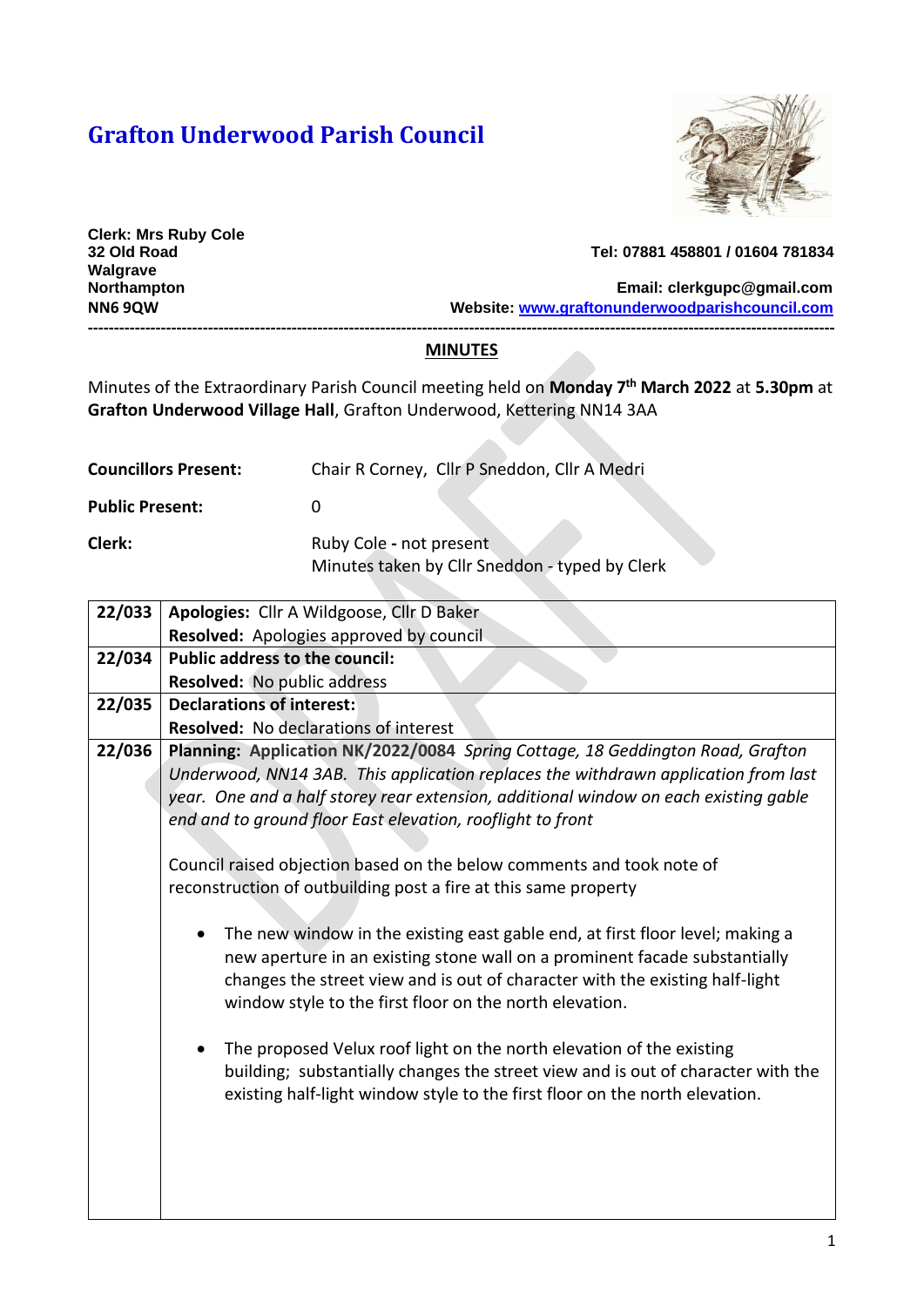# Grafton Underwood Parish Council

**Clerk: Mrs Ruby Cole**
**32 Old Road**
**Walgrave**
**Northampton**
**NN6 9QW**

**Tel: 07881 458801 / 01604 781834**

**Email: clerkgupc@gmail.com**
**Website: www.graftonunderwoodparishcouncil.com**

---

## MINUTES

Minutes of the Extraordinary Parish Council meeting held on **Monday 7th March 2022** at **5.30pm** at **Grafton Underwood Village Hall**, Grafton Underwood, Kettering NN14 3AA

**Councillors Present:** Chair R Corney, Cllr P Sneddon, Cllr A Medri

**Public Present:** 0

**Clerk:** Ruby Cole **-** not present
Minutes taken by Cllr Sneddon - typed by Clerk

| | |
|---|---|
| 22/033 | **Apologies:** Cllr A Wildgoose, Cllr D Baker<br>**Resolved:** Apologies approved by council |
| 22/034 | **Public address to the council:**<br>**Resolved:** No public address |
| 22/035 | **Declarations of interest:**<br>**Resolved:** No declarations of interest |
| 22/036 | **Planning: Application NK/2022/0084** *Spring Cottage, 18 Geddington Road, Grafton Underwood, NN14 3AB. This application replaces the withdrawn application from last year. One and a half storey rear extension, additional window on each existing gable end and to ground floor East elevation, rooflight to front*<br><br>Council raised objection based on the below comments and took note of reconstruction of outbuilding post a fire at this same property<br><br>• The new window in the existing east gable end, at first floor level; making a new aperture in an existing stone wall on a prominent facade substantially changes the street view and is out of character with the existing half-light window style to the first floor on the north elevation.<br><br>• The proposed Velux roof light on the north elevation of the existing building; substantially changes the street view and is out of character with the existing half-light window style to the first floor on the north elevation. |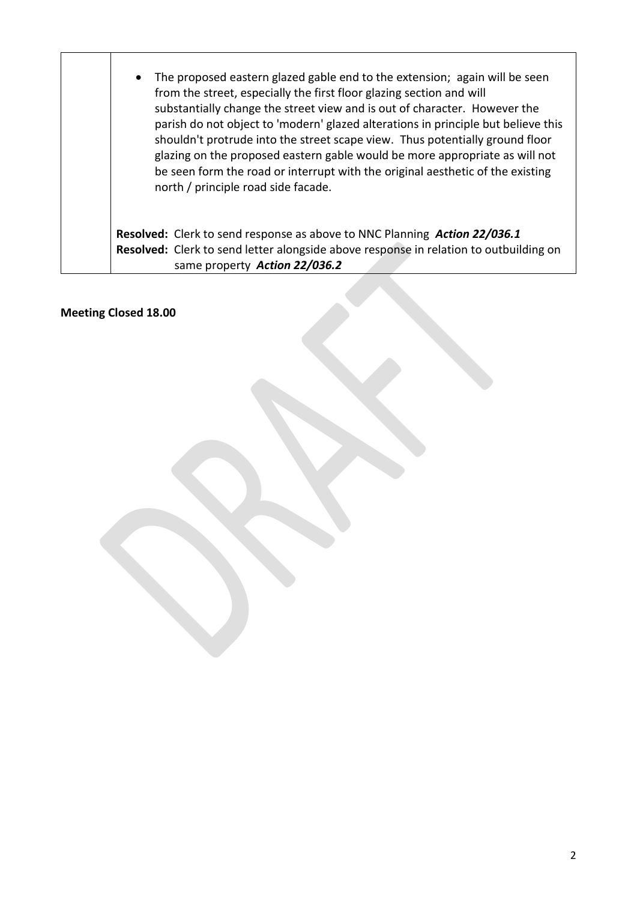| | |
|---|---|
| | • The proposed eastern glazed gable end to the extension; again will be seen from the street, especially the first floor glazing section and will substantially change the street view and is out of character. However the parish do not object to 'modern' glazed alterations in principle but believe this shouldn't protrude into the street scape view. Thus potentially ground floor glazing on the proposed eastern gable would be more appropriate as will not be seen form the road or interrupt with the original aesthetic of the existing north / principle road side facade.<br><br>**Resolved:** Clerk to send response as above to NNC Planning ***Action 22/036.1***<br>**Resolved:** Clerk to send letter alongside above response in relation to outbuilding on same property ***Action 22/036.2*** |

**Meeting Closed 18.00**